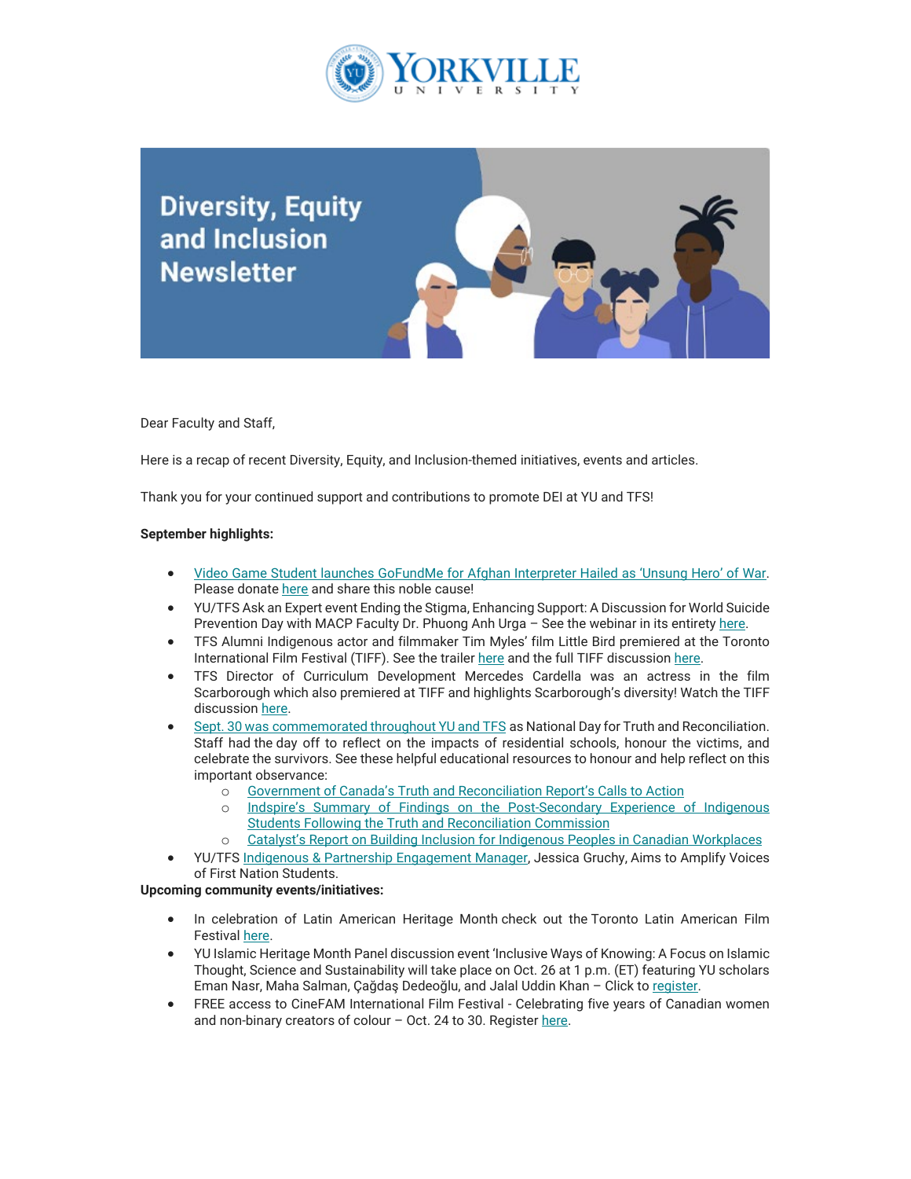YORKVILLE UNIVERSITY

# Diversity, Equity and Inclusion Newsletter

Dear Faculty and Staff,

Here is a recap of recent Diversity, Equity, and Inclusion-themed initiatives, events and articles.

Thank you for your continued support and contributions to promote DEI at YU and TFS!

**September highlights:**

- Video Game Student launches GoFundMe for Afghan Interpreter Hailed as 'Unsung Hero' of War. Please donate here and share this noble cause!
- YU/TFS Ask an Expert event Ending the Stigma, Enhancing Support: A Discussion for World Suicide Prevention Day with MACP Faculty Dr. Phuong Anh Urga – See the webinar in its entirety here.
- TFS Alumni Indigenous actor and filmmaker Tim Myles' film Little Bird premiered at the Toronto International Film Festival (TIFF). See the trailer here and the full TIFF discussion here.
- TFS Director of Curriculum Development Mercedes Cardella was an actress in the film Scarborough which also premiered at TIFF and highlights Scarborough's diversity! Watch the TIFF discussion here.
- Sept. 30 was commemorated throughout YU and TFS as National Day for Truth and Reconciliation. Staff had the day off to reflect on the impacts of residential schools, honour the victims, and celebrate the survivors. See these helpful educational resources to honour and help reflect on this important observance:
  - Government of Canada's Truth and Reconciliation Report's Calls to Action
  - Indspire's Summary of Findings on the Post-Secondary Experience of Indigenous Students Following the Truth and Reconciliation Commission
  - Catalyst's Report on Building Inclusion for Indigenous Peoples in Canadian Workplaces
- YU/TFS Indigenous & Partnership Engagement Manager, Jessica Gruchy, Aims to Amplify Voices of First Nation Students.

**Upcoming community events/initiatives:**

- In celebration of Latin American Heritage Month check out the Toronto Latin American Film Festival here.
- YU Islamic Heritage Month Panel discussion event 'Inclusive Ways of Knowing: A Focus on Islamic Thought, Science and Sustainability will take place on Oct. 26 at 1 p.m. (ET) featuring YU scholars Eman Nasr, Maha Salman, Çağdaş Dedeoğlu, and Jalal Uddin Khan – Click to register.
- FREE access to CineFAM International Film Festival - Celebrating five years of Canadian women and non-binary creators of colour – Oct. 24 to 30. Register here.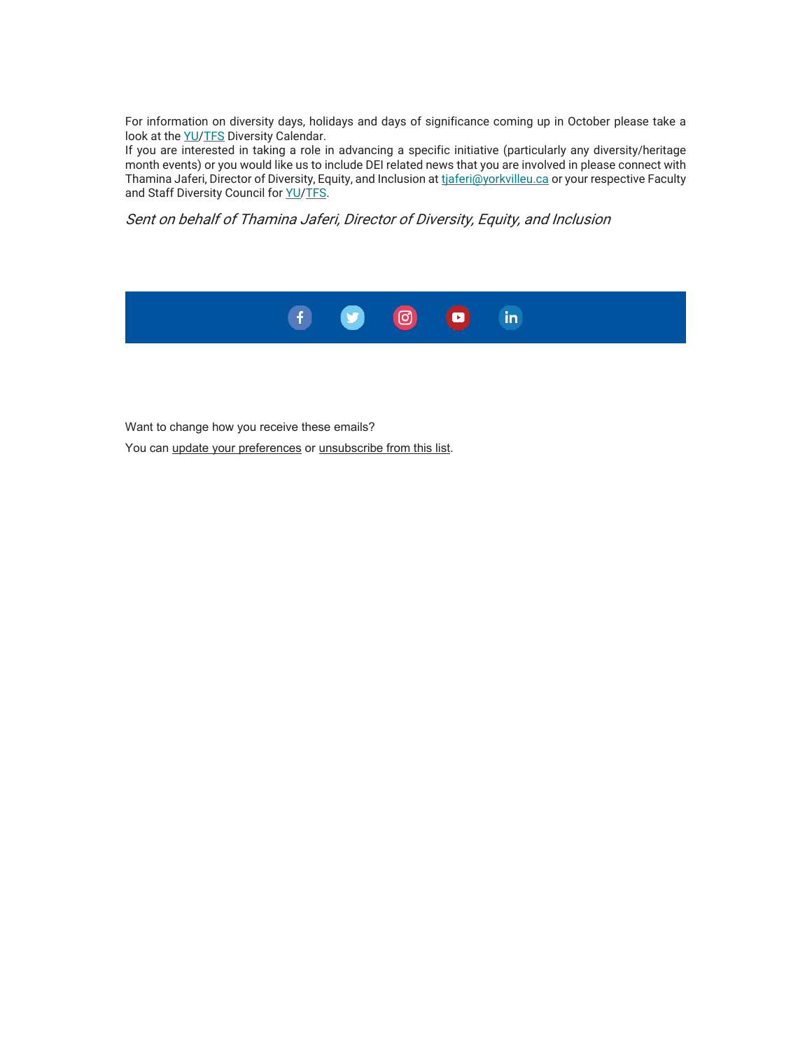For information on diversity days, holidays and days of significance coming up in October please take a look at the YU/TFS Diversity Calendar.

If you are interested in taking a role in advancing a specific initiative (particularly any diversity/heritage month events) or you would like us to include DEI related news that you are involved in please connect with Thamina Jaferi, Director of Diversity, Equity, and Inclusion at tjaferi@yorkvilleu.ca or your respective Faculty and Staff Diversity Council for YU/TFS.

*Sent on behalf of Thamina Jaferi, Director of Diversity, Equity, and Inclusion*

Want to change how you receive these emails?

You can update your preferences or unsubscribe from this list.